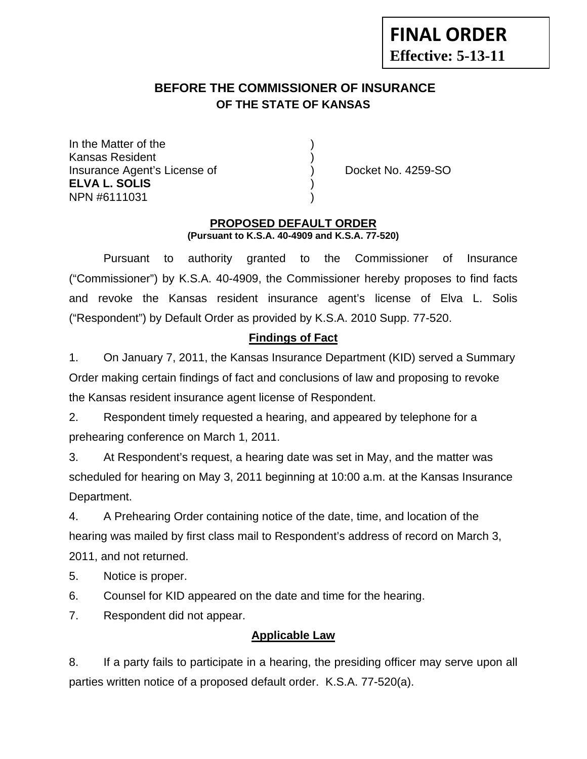**FINAL ORDER**
**Effective: 5-13-11**

## BEFORE THE COMMISSIONER OF INSURANCE
### OF THE STATE OF KANSAS

In the Matter of the )
Kansas Resident )
Insurance Agent's License of ) Docket No. 4259-SO
**ELVA L. SOLIS** )
NPN #6111031 )

**PROPOSED DEFAULT ORDER**
**(Pursuant to K.S.A. 40-4909 and K.S.A. 77-520)**

Pursuant to authority granted to the Commissioner of Insurance ("Commissioner") by K.S.A. 40-4909, the Commissioner hereby proposes to find facts and revoke the Kansas resident insurance agent's license of Elva L. Solis ("Respondent") by Default Order as provided by K.S.A. 2010 Supp. 77-520.

**Findings of Fact**

1. On January 7, 2011, the Kansas Insurance Department (KID) served a Summary Order making certain findings of fact and conclusions of law and proposing to revoke the Kansas resident insurance agent license of Respondent.

2. Respondent timely requested a hearing, and appeared by telephone for a prehearing conference on March 1, 2011.

3. At Respondent's request, a hearing date was set in May, and the matter was scheduled for hearing on May 3, 2011 beginning at 10:00 a.m. at the Kansas Insurance Department.

4. A Prehearing Order containing notice of the date, time, and location of the hearing was mailed by first class mail to Respondent's address of record on March 3, 2011, and not returned.

5. Notice is proper.

6. Counsel for KID appeared on the date and time for the hearing.

7. Respondent did not appear.

**Applicable Law**

8. If a party fails to participate in a hearing, the presiding officer may serve upon all parties written notice of a proposed default order. K.S.A. 77-520(a).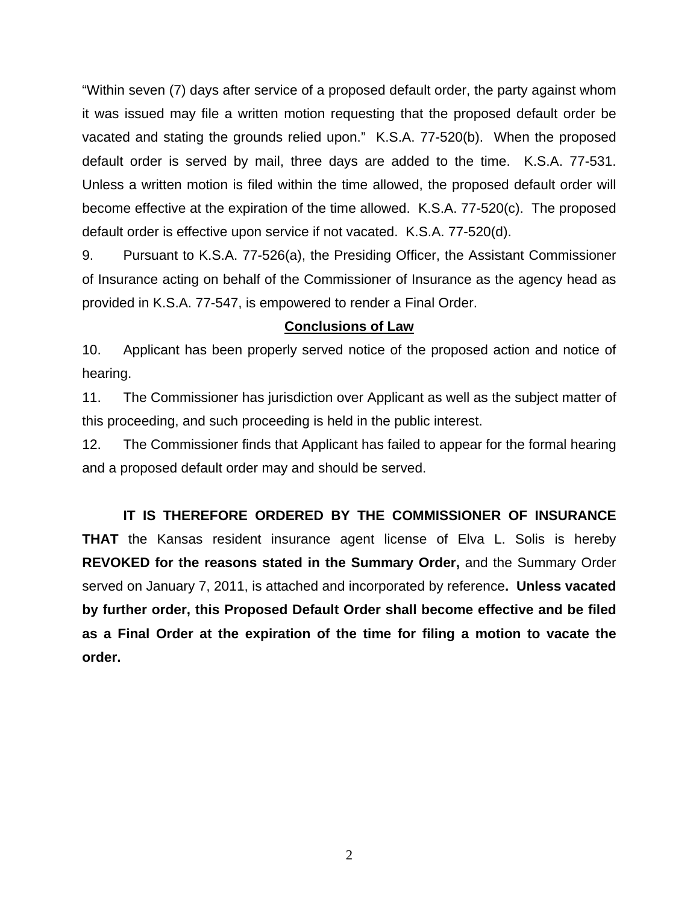"Within seven (7) days after service of a proposed default order, the party against whom it was issued may file a written motion requesting that the proposed default order be vacated and stating the grounds relied upon." K.S.A. 77-520(b). When the proposed default order is served by mail, three days are added to the time. K.S.A. 77-531. Unless a written motion is filed within the time allowed, the proposed default order will become effective at the expiration of the time allowed. K.S.A. 77-520(c). The proposed default order is effective upon service if not vacated. K.S.A. 77-520(d).

9. Pursuant to K.S.A. 77-526(a), the Presiding Officer, the Assistant Commissioner of Insurance acting on behalf of the Commissioner of Insurance as the agency head as provided in K.S.A. 77-547, is empowered to render a Final Order.

## Conclusions of Law

10. Applicant has been properly served notice of the proposed action and notice of hearing.

11. The Commissioner has jurisdiction over Applicant as well as the subject matter of this proceeding, and such proceeding is held in the public interest.

12. The Commissioner finds that Applicant has failed to appear for the formal hearing and a proposed default order may and should be served.

**IT IS THEREFORE ORDERED BY THE COMMISSIONER OF INSURANCE THAT** the Kansas resident insurance agent license of Elva L. Solis is hereby **REVOKED for the reasons stated in the Summary Order,** and the Summary Order served on January 7, 2011, is attached and incorporated by reference**. Unless vacated by further order, this Proposed Default Order shall become effective and be filed as a Final Order at the expiration of the time for filing a motion to vacate the order.**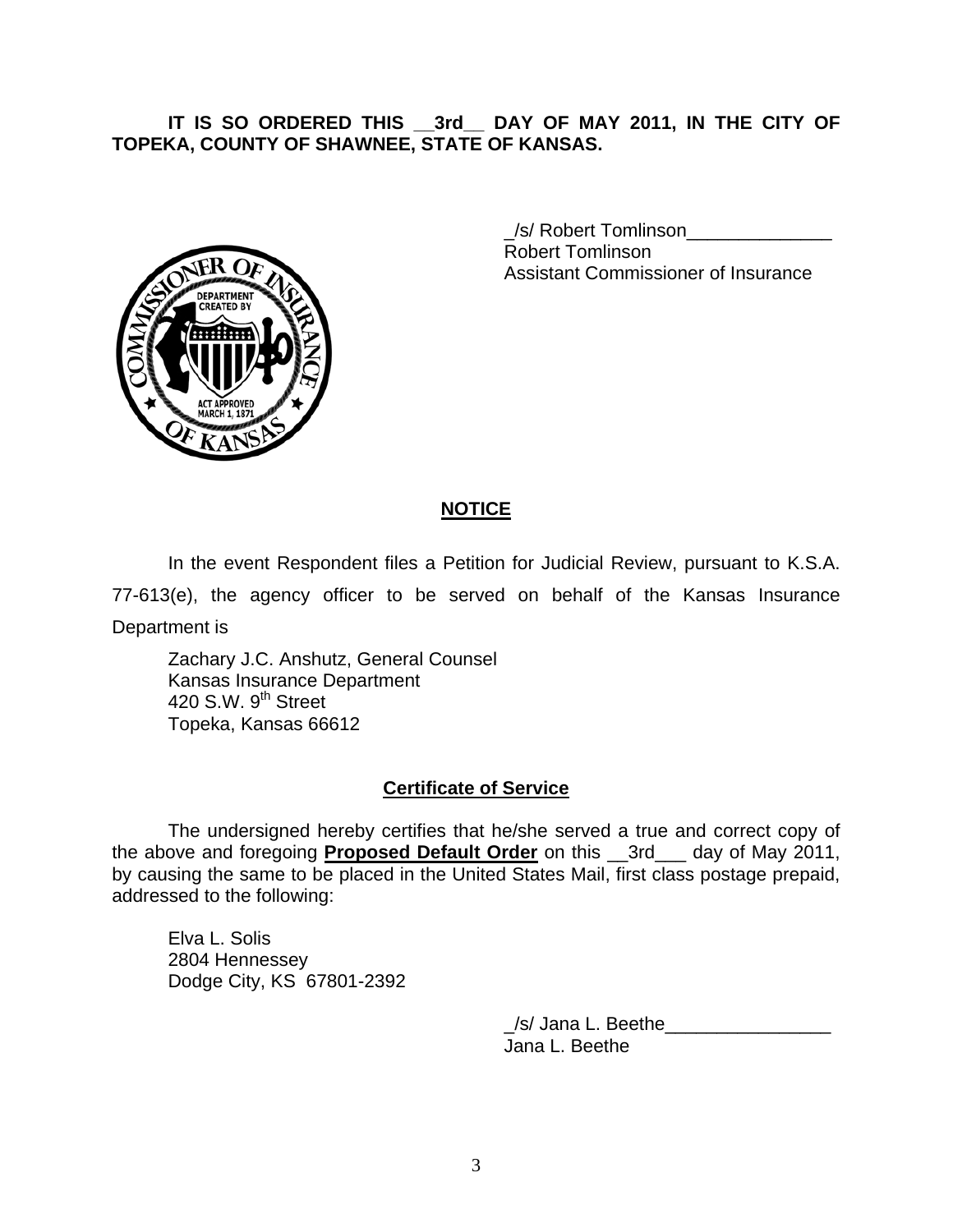**IT IS SO ORDERED THIS __3rd__ DAY OF MAY 2011, IN THE CITY OF TOPEKA, COUNTY OF SHAWNEE, STATE OF KANSAS.**

_/s/ Robert Tomlinson______________
Robert Tomlinson
Assistant Commissioner of Insurance

## NOTICE

In the event Respondent files a Petition for Judicial Review, pursuant to K.S.A. 77-613(e), the agency officer to be served on behalf of the Kansas Insurance Department is

Zachary J.C. Anshutz, General Counsel
Kansas Insurance Department
420 S.W. 9th Street
Topeka, Kansas 66612

## Certificate of Service

The undersigned hereby certifies that he/she served a true and correct copy of the above and foregoing **Proposed Default Order** on this __3rd___ day of May 2011, by causing the same to be placed in the United States Mail, first class postage prepaid, addressed to the following:

Elva L. Solis
2804 Hennessey
Dodge City, KS 67801-2392

_/s/ Jana L. Beethe________________
Jana L. Beethe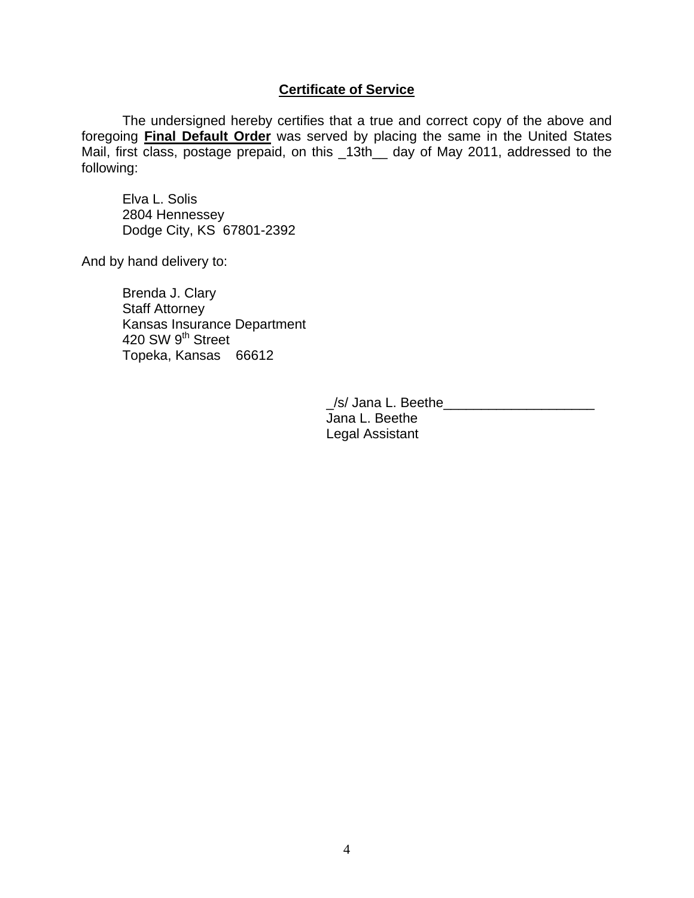## **Certificate of Service**

The undersigned hereby certifies that a true and correct copy of the above and foregoing **Final Default Order** was served by placing the same in the United States Mail, first class, postage prepaid, on this _13th__ day of May 2011, addressed to the following:

Elva L. Solis
2804 Hennessey
Dodge City, KS 67801-2392

And by hand delivery to:

Brenda J. Clary
Staff Attorney
Kansas Insurance Department
420 SW 9th Street
Topeka, Kansas 66612

_/s/ Jana L. Beethe____________________
Jana L. Beethe
Legal Assistant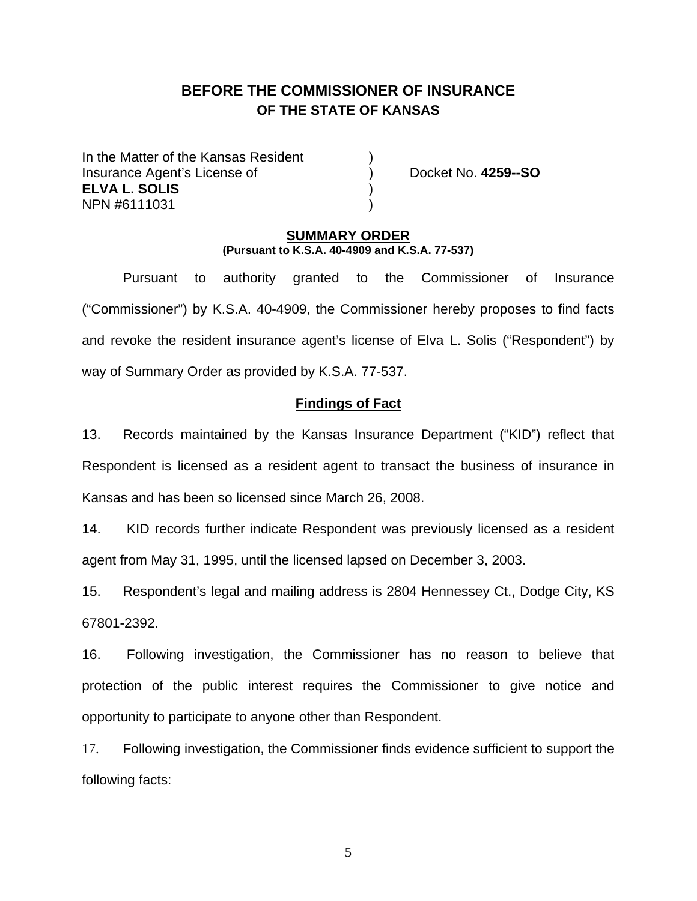## BEFORE THE COMMISSIONER OF INSURANCE
### OF THE STATE OF KANSAS

| | | |
|---|---|---|
| In the Matter of the Kansas Resident | ) | |
| Insurance Agent's License of | ) | Docket No. **4259--SO** |
| **ELVA L. SOLIS** | ) | |
| NPN #6111031 | ) | |

**SUMMARY ORDER**
**(Pursuant to K.S.A. 40-4909 and K.S.A. 77-537)**

Pursuant to authority granted to the Commissioner of Insurance ("Commissioner") by K.S.A. 40-4909, the Commissioner hereby proposes to find facts and revoke the resident insurance agent's license of Elva L. Solis ("Respondent") by way of Summary Order as provided by K.S.A. 77-537.

**Findings of Fact**

13. Records maintained by the Kansas Insurance Department ("KID") reflect that Respondent is licensed as a resident agent to transact the business of insurance in Kansas and has been so licensed since March 26, 2008.

14. KID records further indicate Respondent was previously licensed as a resident agent from May 31, 1995, until the licensed lapsed on December 3, 2003.

15. Respondent's legal and mailing address is 2804 Hennessey Ct., Dodge City, KS 67801-2392.

16. Following investigation, the Commissioner has no reason to believe that protection of the public interest requires the Commissioner to give notice and opportunity to participate to anyone other than Respondent.

17. Following investigation, the Commissioner finds evidence sufficient to support the following facts: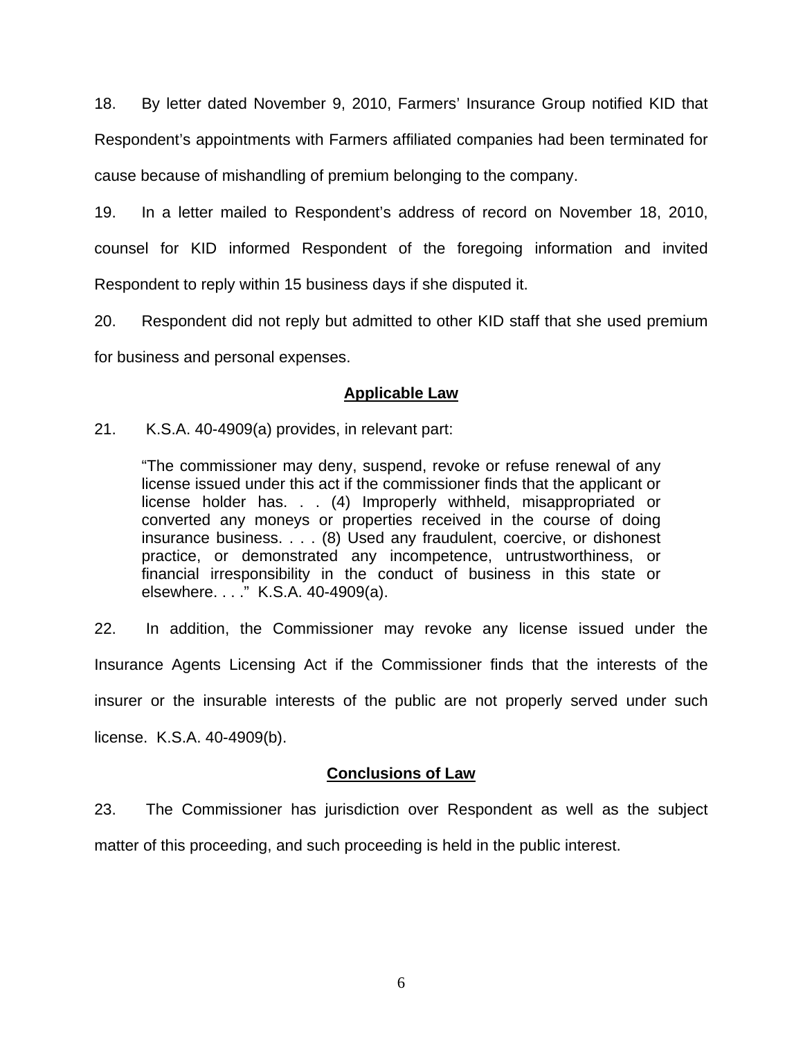18. By letter dated November 9, 2010, Farmers' Insurance Group notified KID that Respondent's appointments with Farmers affiliated companies had been terminated for cause because of mishandling of premium belonging to the company.

19. In a letter mailed to Respondent's address of record on November 18, 2010, counsel for KID informed Respondent of the foregoing information and invited Respondent to reply within 15 business days if she disputed it.

20. Respondent did not reply but admitted to other KID staff that she used premium for business and personal expenses.

## Applicable Law

21. K.S.A. 40-4909(a) provides, in relevant part:

> "The commissioner may deny, suspend, revoke or refuse renewal of any license issued under this act if the commissioner finds that the applicant or license holder has. . . (4) Improperly withheld, misappropriated or converted any moneys or properties received in the course of doing insurance business. . . . (8) Used any fraudulent, coercive, or dishonest practice, or demonstrated any incompetence, untrustworthiness, or financial irresponsibility in the conduct of business in this state or elsewhere. . . ." K.S.A. 40-4909(a).

22. In addition, the Commissioner may revoke any license issued under the Insurance Agents Licensing Act if the Commissioner finds that the interests of the insurer or the insurable interests of the public are not properly served under such license. K.S.A. 40-4909(b).

## Conclusions of Law

23. The Commissioner has jurisdiction over Respondent as well as the subject matter of this proceeding, and such proceeding is held in the public interest.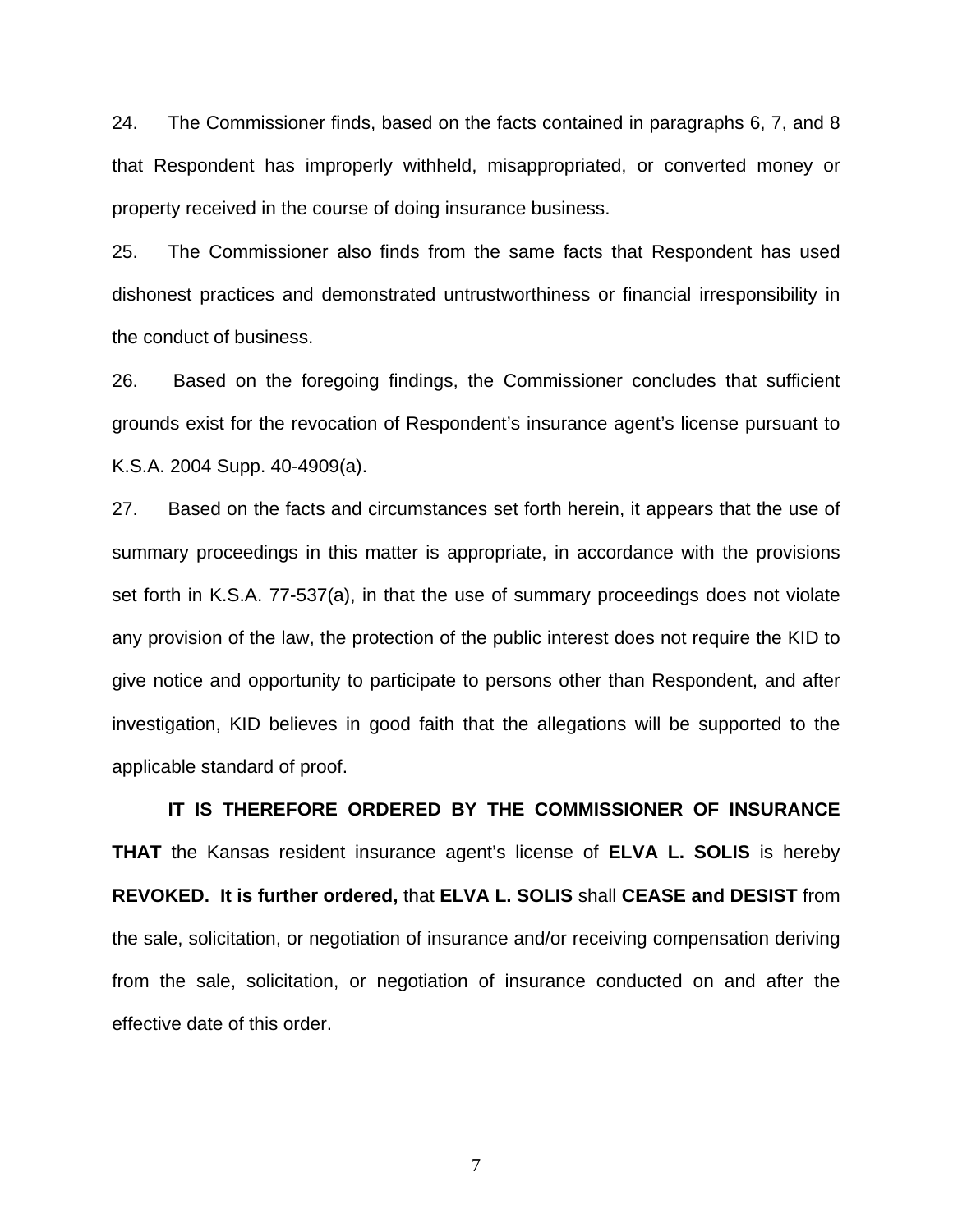24. The Commissioner finds, based on the facts contained in paragraphs 6, 7, and 8 that Respondent has improperly withheld, misappropriated, or converted money or property received in the course of doing insurance business.

25. The Commissioner also finds from the same facts that Respondent has used dishonest practices and demonstrated untrustworthiness or financial irresponsibility in the conduct of business.

26. Based on the foregoing findings, the Commissioner concludes that sufficient grounds exist for the revocation of Respondent's insurance agent's license pursuant to K.S.A. 2004 Supp. 40-4909(a).

27. Based on the facts and circumstances set forth herein, it appears that the use of summary proceedings in this matter is appropriate, in accordance with the provisions set forth in K.S.A. 77-537(a), in that the use of summary proceedings does not violate any provision of the law, the protection of the public interest does not require the KID to give notice and opportunity to participate to persons other than Respondent, and after investigation, KID believes in good faith that the allegations will be supported to the applicable standard of proof.

**IT IS THEREFORE ORDERED BY THE COMMISSIONER OF INSURANCE THAT** the Kansas resident insurance agent's license of **ELVA L. SOLIS** is hereby **REVOKED. It is further ordered,** that **ELVA L. SOLIS** shall **CEASE and DESIST** from the sale, solicitation, or negotiation of insurance and/or receiving compensation deriving from the sale, solicitation, or negotiation of insurance conducted on and after the effective date of this order.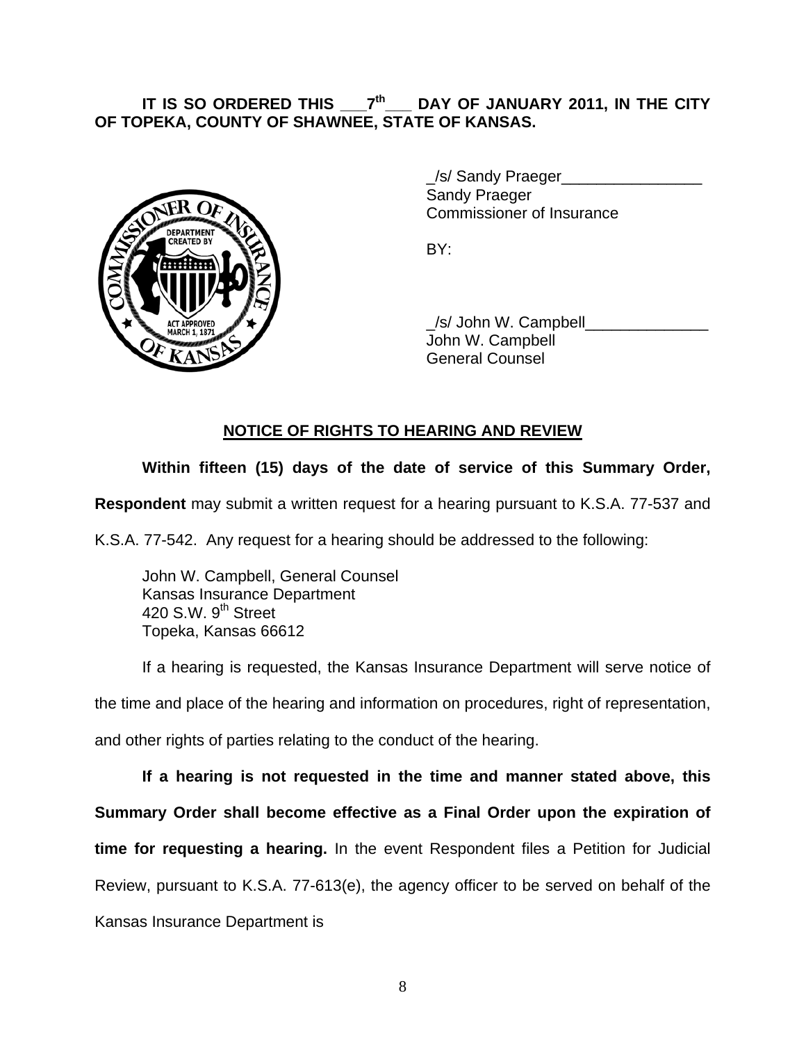**IT IS SO ORDERED THIS \_\_\_7th\_\_\_ DAY OF JANUARY 2011, IN THE CITY OF TOPEKA, COUNTY OF SHAWNEE, STATE OF KANSAS.**

_/s/ Sandy Praeger________________
Sandy Praeger
Commissioner of Insurance

BY:

_/s/ John W. Campbell______________
John W. Campbell
General Counsel

## NOTICE OF RIGHTS TO HEARING AND REVIEW

**Within fifteen (15) days of the date of service of this Summary Order, Respondent** may submit a written request for a hearing pursuant to K.S.A. 77-537 and K.S.A. 77-542. Any request for a hearing should be addressed to the following:

John W. Campbell, General Counsel
Kansas Insurance Department
420 S.W. 9th Street
Topeka, Kansas 66612

If a hearing is requested, the Kansas Insurance Department will serve notice of the time and place of the hearing and information on procedures, right of representation, and other rights of parties relating to the conduct of the hearing.

**If a hearing is not requested in the time and manner stated above, this Summary Order shall become effective as a Final Order upon the expiration of time for requesting a hearing.** In the event Respondent files a Petition for Judicial Review, pursuant to K.S.A. 77-613(e), the agency officer to be served on behalf of the Kansas Insurance Department is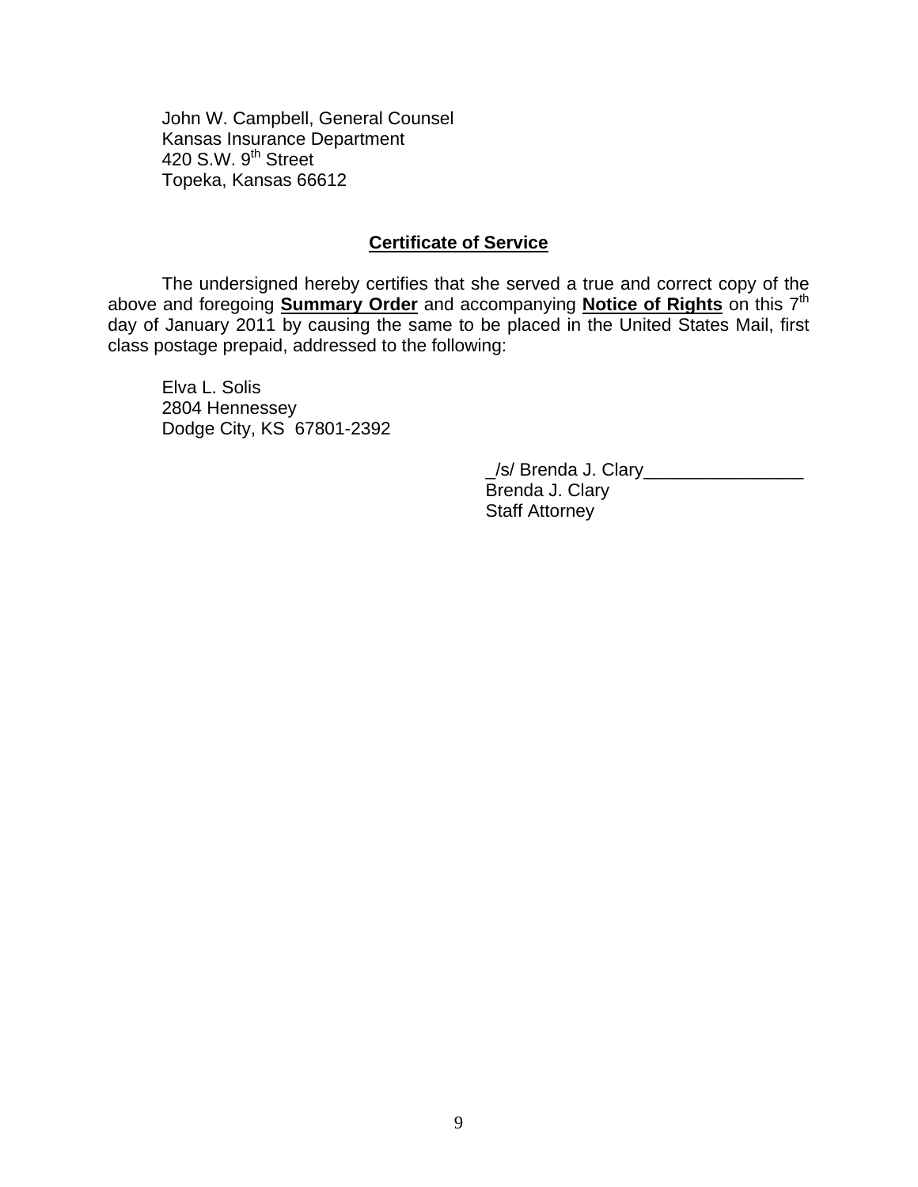John W. Campbell, General Counsel
Kansas Insurance Department
420 S.W. 9th Street
Topeka, Kansas 66612

## Certificate of Service

The undersigned hereby certifies that she served a true and correct copy of the above and foregoing **Summary Order** and accompanying **Notice of Rights** on this 7th day of January 2011 by causing the same to be placed in the United States Mail, first class postage prepaid, addressed to the following:

Elva L. Solis
2804 Hennessey
Dodge City, KS 67801-2392

_/s/ Brenda J. Clary________________
Brenda J. Clary
Staff Attorney